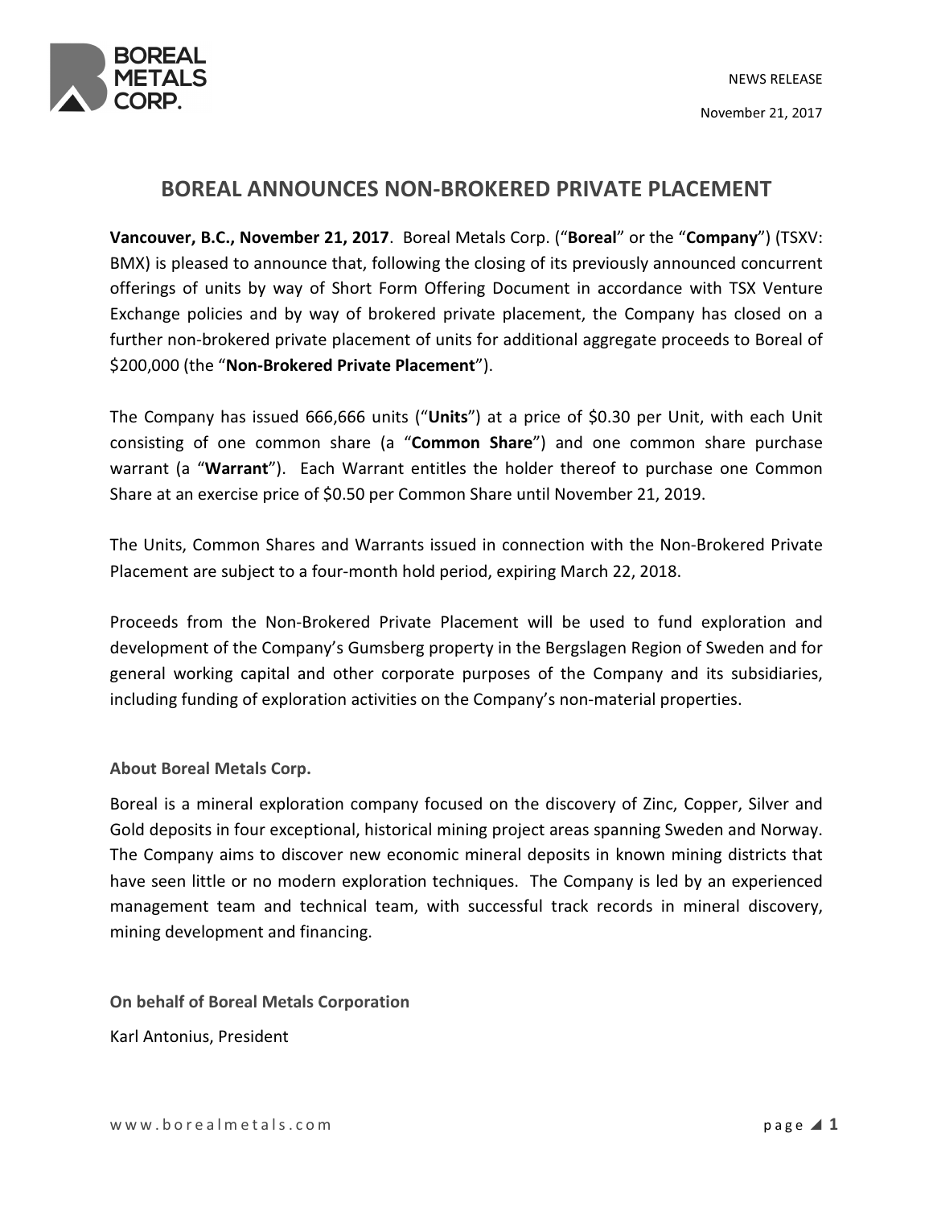NEWS RELEASE

November 21, 2017

# BOREAL ANNOUNCES NON-BROKERED PRIVATE PLACEMENT

**Vancouver, B.C., November 21, 2017**. Boreal Metals Corp. ("**Boreal**" or the "**Company**") (TSXV: BMX) is pleased to announce that, following the closing of its previously announced concurrent offerings of units by way of Short Form Offering Document in accordance with TSX Venture Exchange policies and by way of brokered private placement, the Company has closed on a further non-brokered private placement of units for additional aggregate proceeds to Boreal of $200,000 (the "**Non-Brokered Private Placement**").

The Company has issued 666,666 units ("**Units**") at a price of $0.30 per Unit, with each Unit consisting of one common share (a "**Common Share**") and one common share purchase warrant (a "**Warrant**"). Each Warrant entitles the holder thereof to purchase one Common Share at an exercise price of $0.50 per Common Share until November 21, 2019.

The Units, Common Shares and Warrants issued in connection with the Non-Brokered Private Placement are subject to a four-month hold period, expiring March 22, 2018.

Proceeds from the Non-Brokered Private Placement will be used to fund exploration and development of the Company's Gumsberg property in the Bergslagen Region of Sweden and for general working capital and other corporate purposes of the Company and its subsidiaries, including funding of exploration activities on the Company's non-material properties.

### About Boreal Metals Corp.

Boreal is a mineral exploration company focused on the discovery of Zinc, Copper, Silver and Gold deposits in four exceptional, historical mining project areas spanning Sweden and Norway. The Company aims to discover new economic mineral deposits in known mining districts that have seen little or no modern exploration techniques. The Company is led by an experienced management team and technical team, with successful track records in mineral discovery, mining development and financing.

**On behalf of Boreal Metals Corporation**

Karl Antonius, President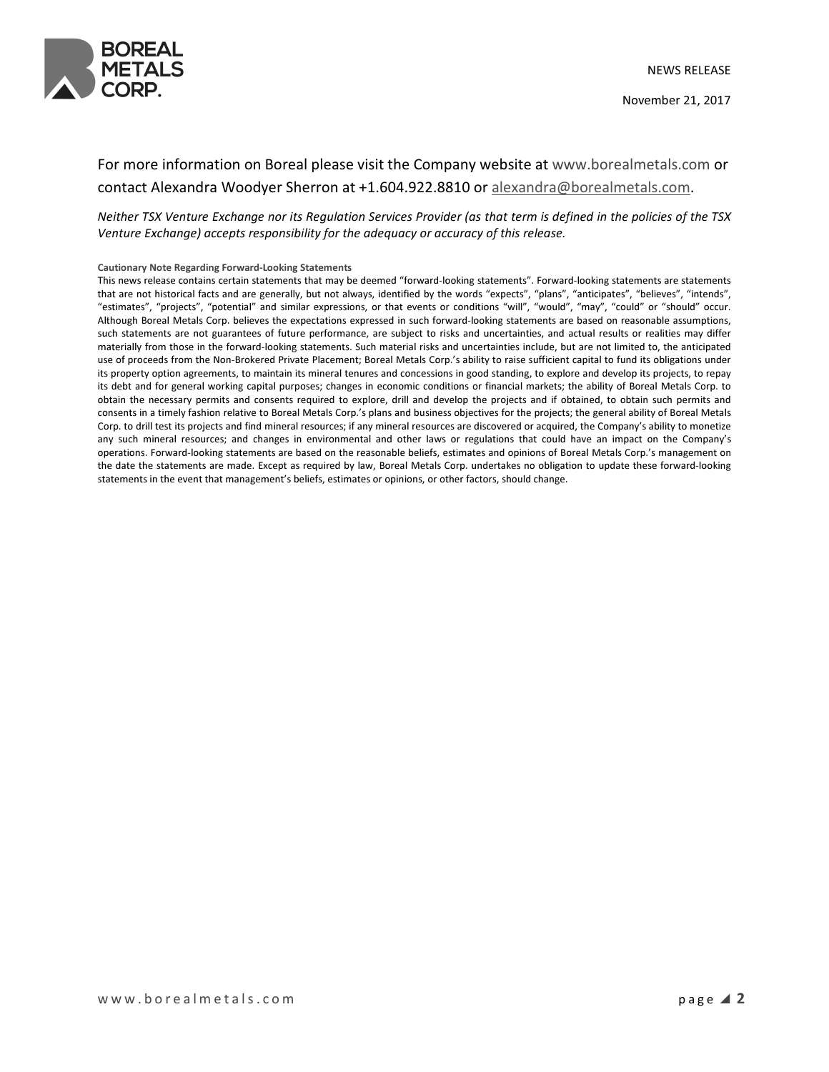For more information on Boreal please visit the Company website at www.borealmetals.com or contact Alexandra Woodyer Sherron at +1.604.922.8810 or alexandra@borealmetals.com.

*Neither TSX Venture Exchange nor its Regulation Services Provider (as that term is defined in the policies of the TSX Venture Exchange) accepts responsibility for the adequacy or accuracy of this release.*

**Cautionary Note Regarding Forward-Looking Statements**

This news release contains certain statements that may be deemed "forward-looking statements". Forward-looking statements are statements that are not historical facts and are generally, but not always, identified by the words "expects", "plans", "anticipates", "believes", "intends", "estimates", "projects", "potential" and similar expressions, or that events or conditions "will", "would", "may", "could" or "should" occur. Although Boreal Metals Corp. believes the expectations expressed in such forward-looking statements are based on reasonable assumptions, such statements are not guarantees of future performance, are subject to risks and uncertainties, and actual results or realities may differ materially from those in the forward-looking statements. Such material risks and uncertainties include, but are not limited to, the anticipated use of proceeds from the Non-Brokered Private Placement; Boreal Metals Corp.'s ability to raise sufficient capital to fund its obligations under its property option agreements, to maintain its mineral tenures and concessions in good standing, to explore and develop its projects, to repay its debt and for general working capital purposes; changes in economic conditions or financial markets; the ability of Boreal Metals Corp. to obtain the necessary permits and consents required to explore, drill and develop the projects and if obtained, to obtain such permits and consents in a timely fashion relative to Boreal Metals Corp.'s plans and business objectives for the projects; the general ability of Boreal Metals Corp. to drill test its projects and find mineral resources; if any mineral resources are discovered or acquired, the Company's ability to monetize any such mineral resources; and changes in environmental and other laws or regulations that could have an impact on the Company's operations. Forward-looking statements are based on the reasonable beliefs, estimates and opinions of Boreal Metals Corp.'s management on the date the statements are made. Except as required by law, Boreal Metals Corp. undertakes no obligation to update these forward-looking statements in the event that management's beliefs, estimates or opinions, or other factors, should change.